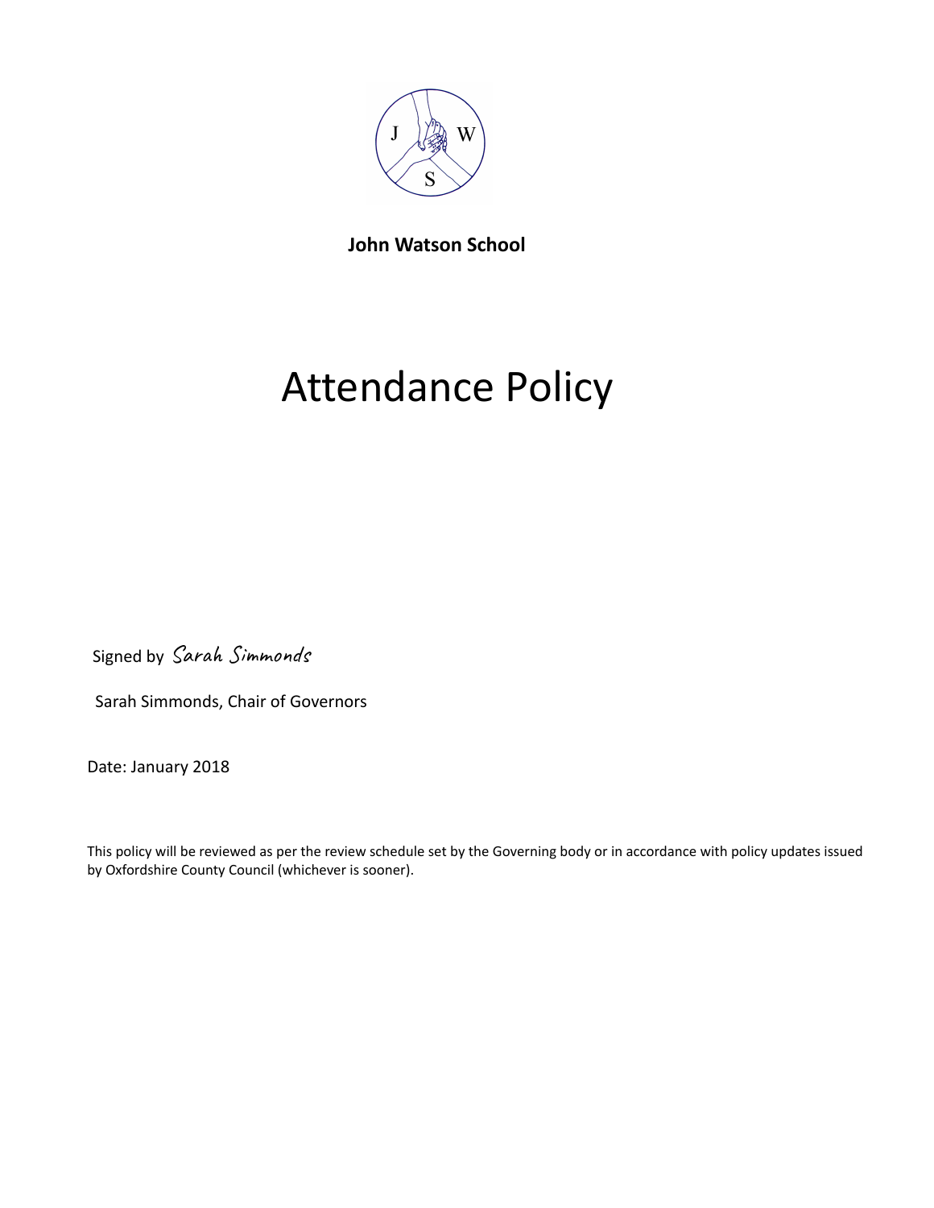**John Watson School**

# Attendance Policy

Signed by *Sarah Simmonds*

Sarah Simmonds, Chair of Governors

Date: January 2018

This policy will be reviewed as per the review schedule set by the Governing body or in accordance with policy updates issued by Oxfordshire County Council (whichever is sooner).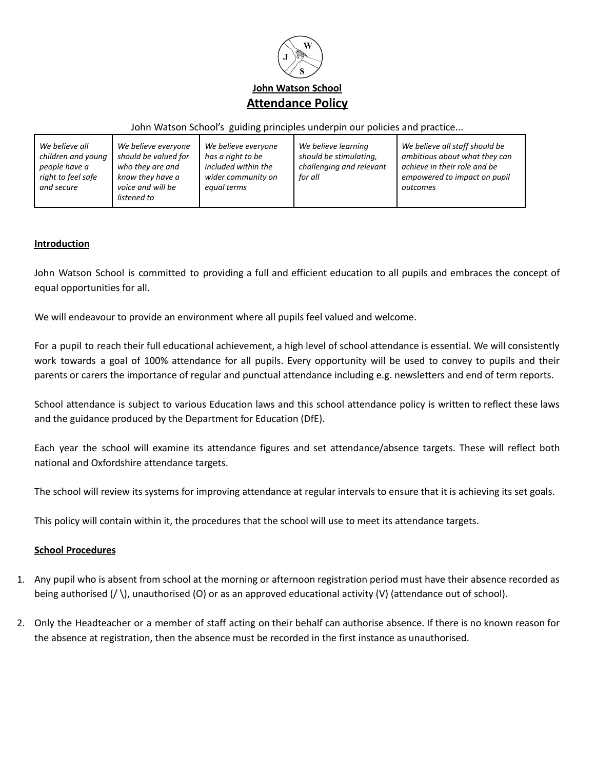**John Watson School**

# Attendance Policy

John Watson School's guiding principles underpin our policies and practice...

| *We believe all children and young people have a right to feel safe and secure* | *We believe everyone should be valued for who they are and know they have a voice and will be listened to* | *We believe everyone has a right to be included within the wider community on equal terms* | *We believe learning should be stimulating, challenging and relevant for all* | *We believe all staff should be ambitious about what they can achieve in their role and be empowered to impact on pupil outcomes* |
|---|---|---|---|---|

## Introduction

John Watson School is committed to providing a full and efficient education to all pupils and embraces the concept of equal opportunities for all.

We will endeavour to provide an environment where all pupils feel valued and welcome.

For a pupil to reach their full educational achievement, a high level of school attendance is essential. We will consistently work towards a goal of 100% attendance for all pupils. Every opportunity will be used to convey to pupils and their parents or carers the importance of regular and punctual attendance including e.g. newsletters and end of term reports.

School attendance is subject to various Education laws and this school attendance policy is written to reflect these laws and the guidance produced by the Department for Education (DfE).

Each year the school will examine its attendance figures and set attendance/absence targets. These will reflect both national and Oxfordshire attendance targets.

The school will review its systems for improving attendance at regular intervals to ensure that it is achieving its set goals.

This policy will contain within it, the procedures that the school will use to meet its attendance targets.

## School Procedures

1. Any pupil who is absent from school at the morning or afternoon registration period must have their absence recorded as being authorised (/ \), unauthorised (O) or as an approved educational activity (V) (attendance out of school).
2. Only the Headteacher or a member of staff acting on their behalf can authorise absence. If there is no known reason for the absence at registration, then the absence must be recorded in the first instance as unauthorised.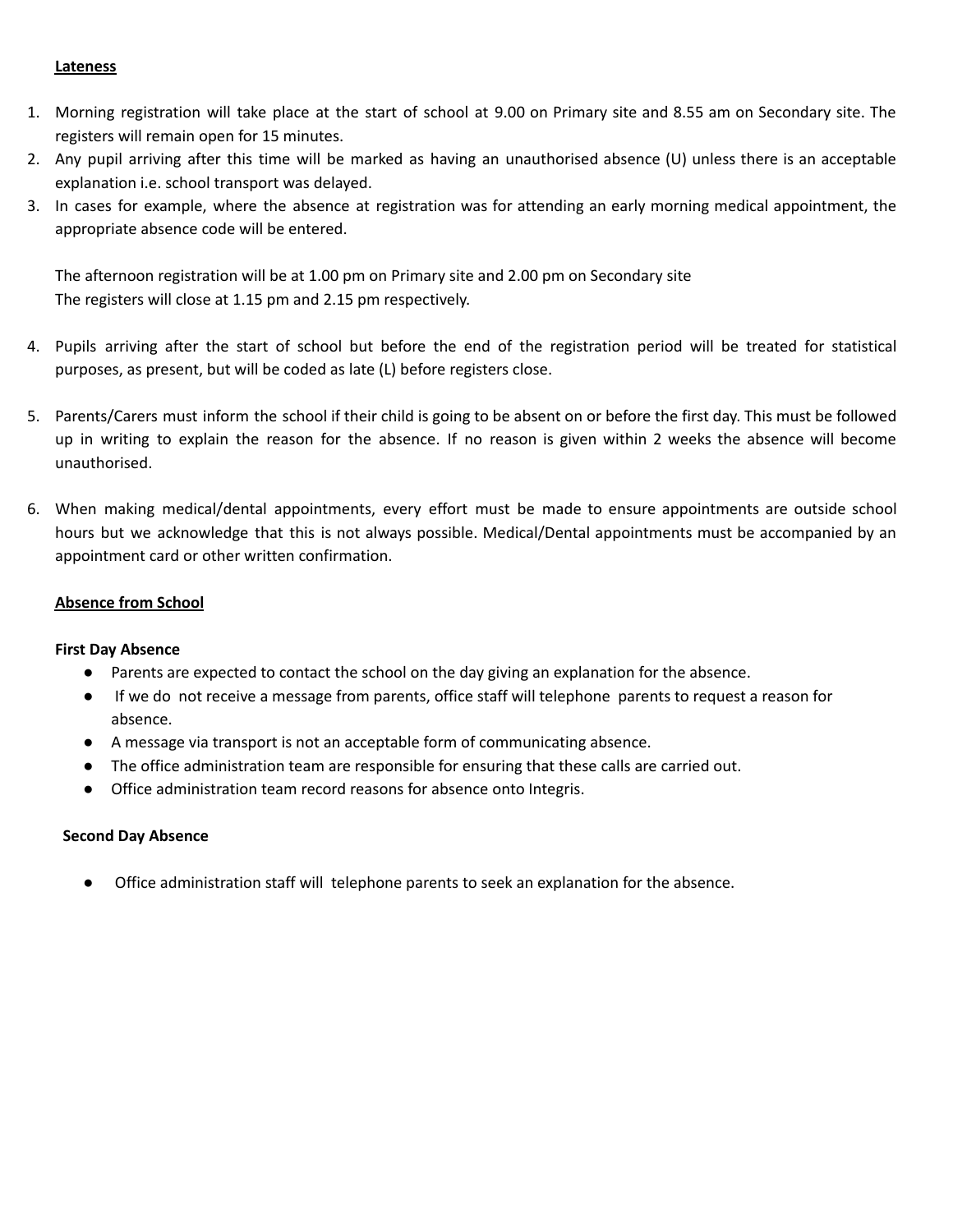**Lateness**

1. Morning registration will take place at the start of school at 9.00 on Primary site and 8.55 am on Secondary site. The registers will remain open for 15 minutes.
2. Any pupil arriving after this time will be marked as having an unauthorised absence (U) unless there is an acceptable explanation i.e. school transport was delayed.
3. In cases for example, where the absence at registration was for attending an early morning medical appointment, the appropriate absence code will be entered.

   The afternoon registration will be at 1.00 pm on Primary site and 2.00 pm on Secondary site
   The registers will close at 1.15 pm and 2.15 pm respectively.

4. Pupils arriving after the start of school but before the end of the registration period will be treated for statistical purposes, as present, but will be coded as late (L) before registers close.

5. Parents/Carers must inform the school if their child is going to be absent on or before the first day. This must be followed up in writing to explain the reason for the absence. If no reason is given within 2 weeks the absence will become unauthorised.

6. When making medical/dental appointments, every effort must be made to ensure appointments are outside school hours but we acknowledge that this is not always possible. Medical/Dental appointments must be accompanied by an appointment card or other written confirmation.

**Absence from School**

**First Day Absence**

- Parents are expected to contact the school on the day giving an explanation for the absence.
- If we do not receive a message from parents, office staff will telephone parents to request a reason for absence.
- A message via transport is not an acceptable form of communicating absence.
- The office administration team are responsible for ensuring that these calls are carried out.
- Office administration team record reasons for absence onto Integris.

**Second Day Absence**

- Office administration staff will telephone parents to seek an explanation for the absence.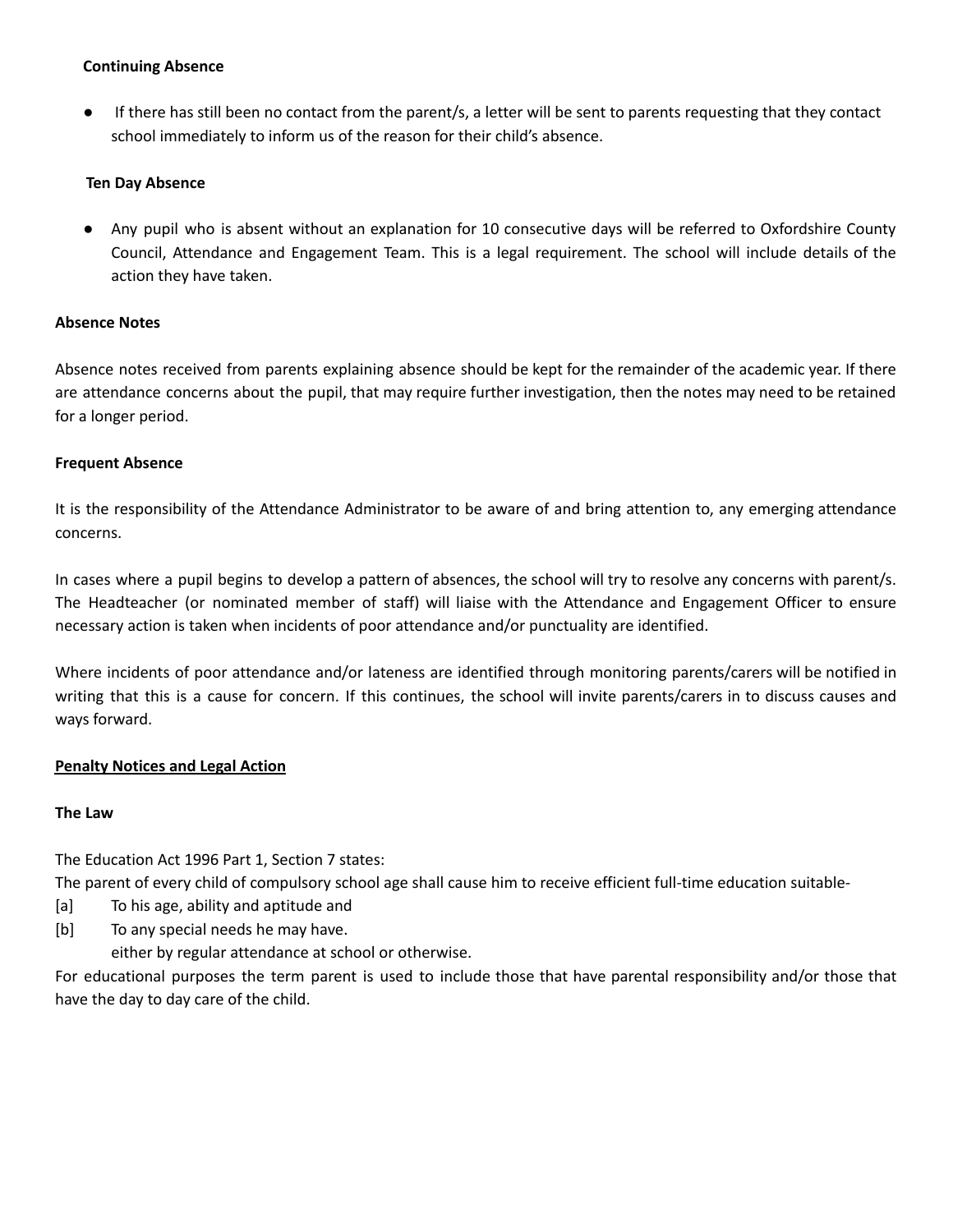**Continuing Absence**

- If there has still been no contact from the parent/s, a letter will be sent to parents requesting that they contact school immediately to inform us of the reason for their child's absence.

**Ten Day Absence**

- Any pupil who is absent without an explanation for 10 consecutive days will be referred to Oxfordshire County Council, Attendance and Engagement Team. This is a legal requirement. The school will include details of the action they have taken.

**Absence Notes**

Absence notes received from parents explaining absence should be kept for the remainder of the academic year. If there are attendance concerns about the pupil, that may require further investigation, then the notes may need to be retained for a longer period.

**Frequent Absence**

It is the responsibility of the Attendance Administrator to be aware of and bring attention to, any emerging attendance concerns.

In cases where a pupil begins to develop a pattern of absences, the school will try to resolve any concerns with parent/s. The Headteacher (or nominated member of staff) will liaise with the Attendance and Engagement Officer to ensure necessary action is taken when incidents of poor attendance and/or punctuality are identified.

Where incidents of poor attendance and/or lateness are identified through monitoring parents/carers will be notified in writing that this is a cause for concern. If this continues, the school will invite parents/carers in to discuss causes and ways forward.

**Penalty Notices and Legal Action**

**The Law**

The Education Act 1996 Part 1, Section 7 states:
The parent of every child of compulsory school age shall cause him to receive efficient full-time education suitable-

[a] To his age, ability and aptitude and
[b] To any special needs he may have.
either by regular attendance at school or otherwise.

For educational purposes the term parent is used to include those that have parental responsibility and/or those that have the day to day care of the child.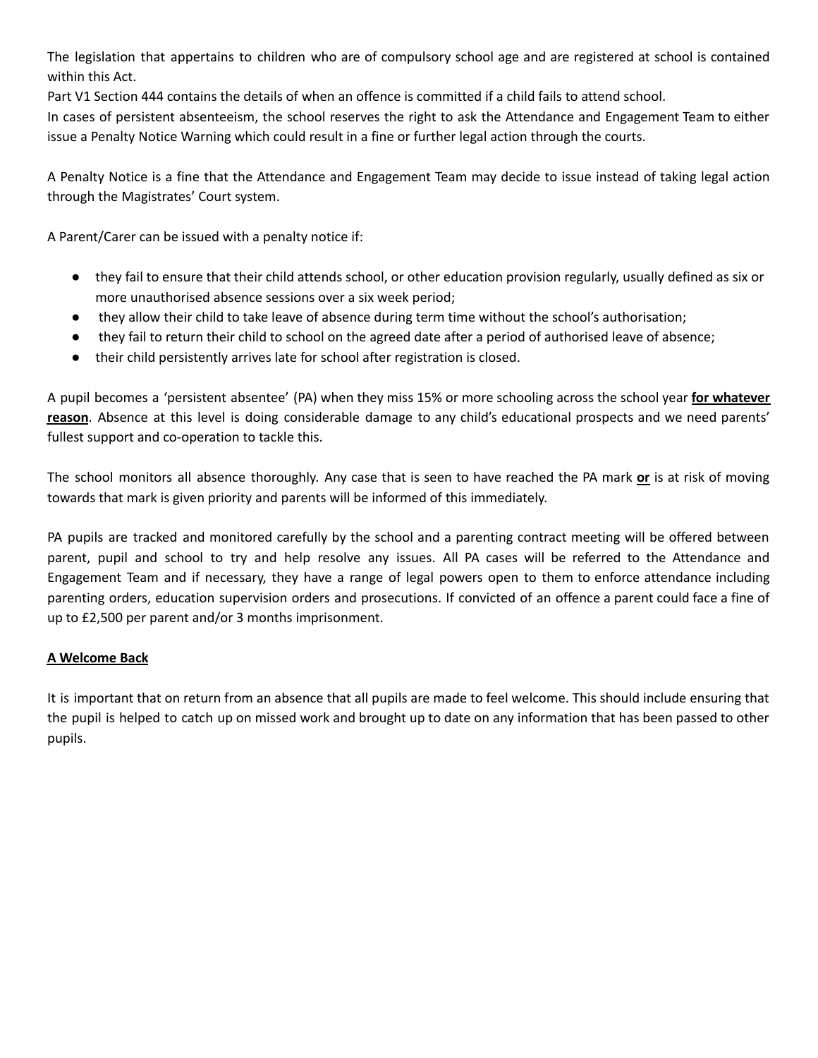The legislation that appertains to children who are of compulsory school age and are registered at school is contained within this Act.
Part V1 Section 444 contains the details of when an offence is committed if a child fails to attend school.
In cases of persistent absenteeism, the school reserves the right to ask the Attendance and Engagement Team to either issue a Penalty Notice Warning which could result in a fine or further legal action through the courts.

A Penalty Notice is a fine that the Attendance and Engagement Team may decide to issue instead of taking legal action through the Magistrates' Court system.

A Parent/Carer can be issued with a penalty notice if:

- they fail to ensure that their child attends school, or other education provision regularly, usually defined as six or more unauthorised absence sessions over a six week period;
- they allow their child to take leave of absence during term time without the school's authorisation;
- they fail to return their child to school on the agreed date after a period of authorised leave of absence;
- their child persistently arrives late for school after registration is closed.

A pupil becomes a 'persistent absentee' (PA) when they miss 15% or more schooling across the school year **for whatever reason**. Absence at this level is doing considerable damage to any child's educational prospects and we need parents' fullest support and co-operation to tackle this.

The school monitors all absence thoroughly. Any case that is seen to have reached the PA mark **or** is at risk of moving towards that mark is given priority and parents will be informed of this immediately.

PA pupils are tracked and monitored carefully by the school and a parenting contract meeting will be offered between parent, pupil and school to try and help resolve any issues. All PA cases will be referred to the Attendance and Engagement Team and if necessary, they have a range of legal powers open to them to enforce attendance including parenting orders, education supervision orders and prosecutions. If convicted of an offence a parent could face a fine of up to £2,500 per parent and/or 3 months imprisonment.

## A Welcome Back

It is important that on return from an absence that all pupils are made to feel welcome. This should include ensuring that the pupil is helped to catch up on missed work and brought up to date on any information that has been passed to other pupils.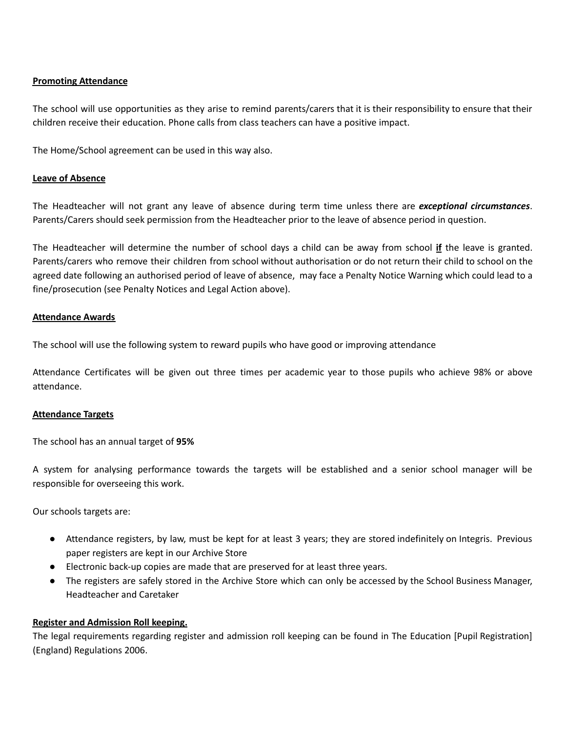**<u>Promoting Attendance</u>**

The school will use opportunities as they arise to remind parents/carers that it is their responsibility to ensure that their children receive their education. Phone calls from class teachers can have a positive impact.

The Home/School agreement can be used in this way also.

**<u>Leave of Absence</u>**

The Headteacher will not grant any leave of absence during term time unless there are ***exceptional circumstances***. Parents/Carers should seek permission from the Headteacher prior to the leave of absence period in question.

The Headteacher will determine the number of school days a child can be away from school **<u>if</u>** the leave is granted. Parents/carers who remove their children from school without authorisation or do not return their child to school on the agreed date following an authorised period of leave of absence, may face a Penalty Notice Warning which could lead to a fine/prosecution (see Penalty Notices and Legal Action above).

**<u>Attendance Awards</u>**

The school will use the following system to reward pupils who have good or improving attendance

Attendance Certificates will be given out three times per academic year to those pupils who achieve 98% or above attendance.

**<u>Attendance Targets</u>**

The school has an annual target of **95%**

A system for analysing performance towards the targets will be established and a senior school manager will be responsible for overseeing this work.

Our schools targets are:

- Attendance registers, by law, must be kept for at least 3 years; they are stored indefinitely on Integris. Previous paper registers are kept in our Archive Store
- Electronic back-up copies are made that are preserved for at least three years.
- The registers are safely stored in the Archive Store which can only be accessed by the School Business Manager, Headteacher and Caretaker

**<u>Register and Admission Roll keeping.</u>**

The legal requirements regarding register and admission roll keeping can be found in The Education [Pupil Registration] (England) Regulations 2006.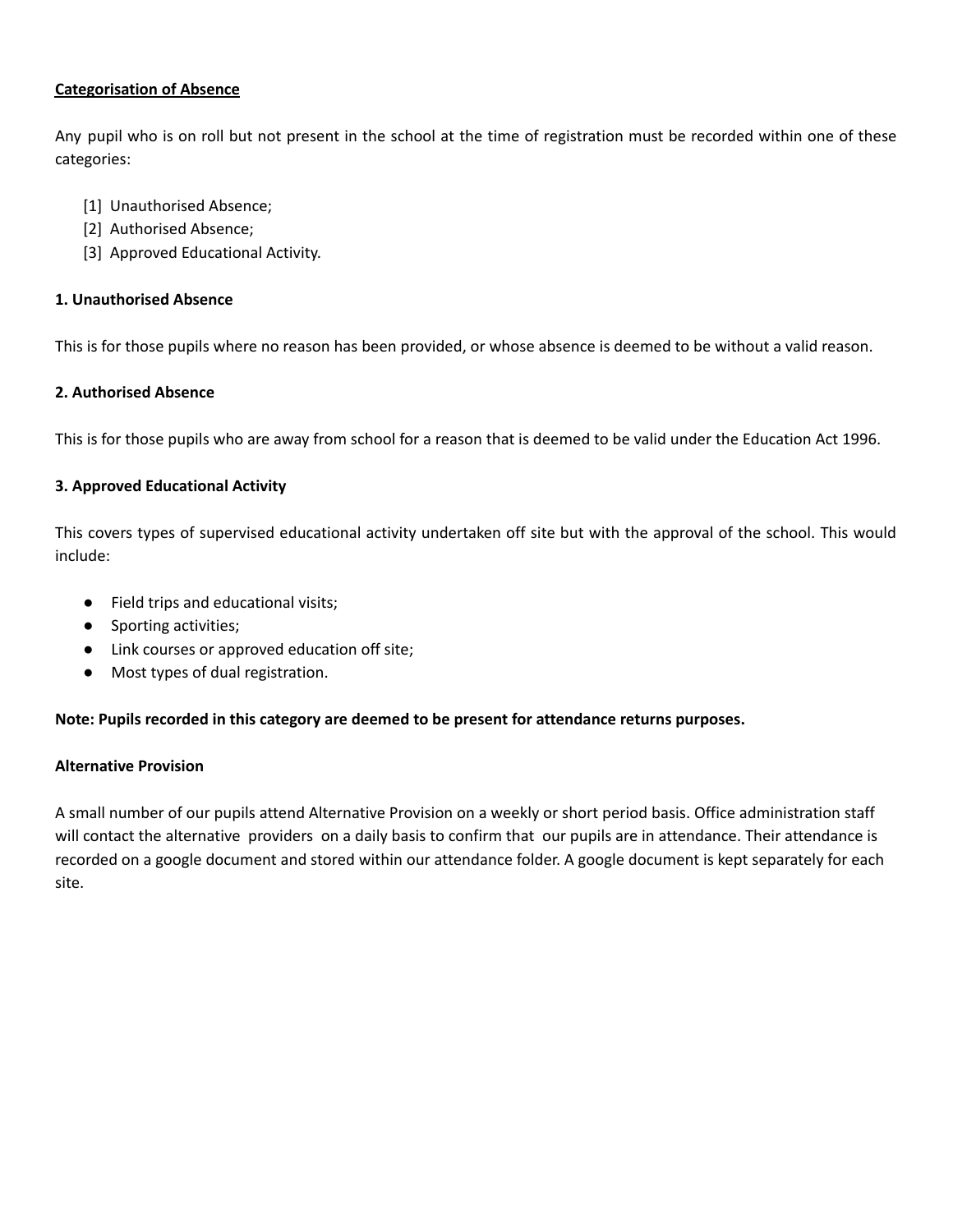**<u>Categorisation of Absence</u>**

Any pupil who is on roll but not present in the school at the time of registration must be recorded within one of these categories:

[1] Unauthorised Absence;
[2] Authorised Absence;
[3] Approved Educational Activity.

**1. Unauthorised Absence**

This is for those pupils where no reason has been provided, or whose absence is deemed to be without a valid reason.

**2. Authorised Absence**

This is for those pupils who are away from school for a reason that is deemed to be valid under the Education Act 1996.

**3. Approved Educational Activity**

This covers types of supervised educational activity undertaken off site but with the approval of the school. This would include:

- Field trips and educational visits;
- Sporting activities;
- Link courses or approved education off site;
- Most types of dual registration.

**Note: Pupils recorded in this category are deemed to be present for attendance returns purposes.**

**Alternative Provision**

A small number of our pupils attend Alternative Provision on a weekly or short period basis. Office administration staff will contact the alternative providers on a daily basis to confirm that our pupils are in attendance. Their attendance is recorded on a google document and stored within our attendance folder. A google document is kept separately for each site.